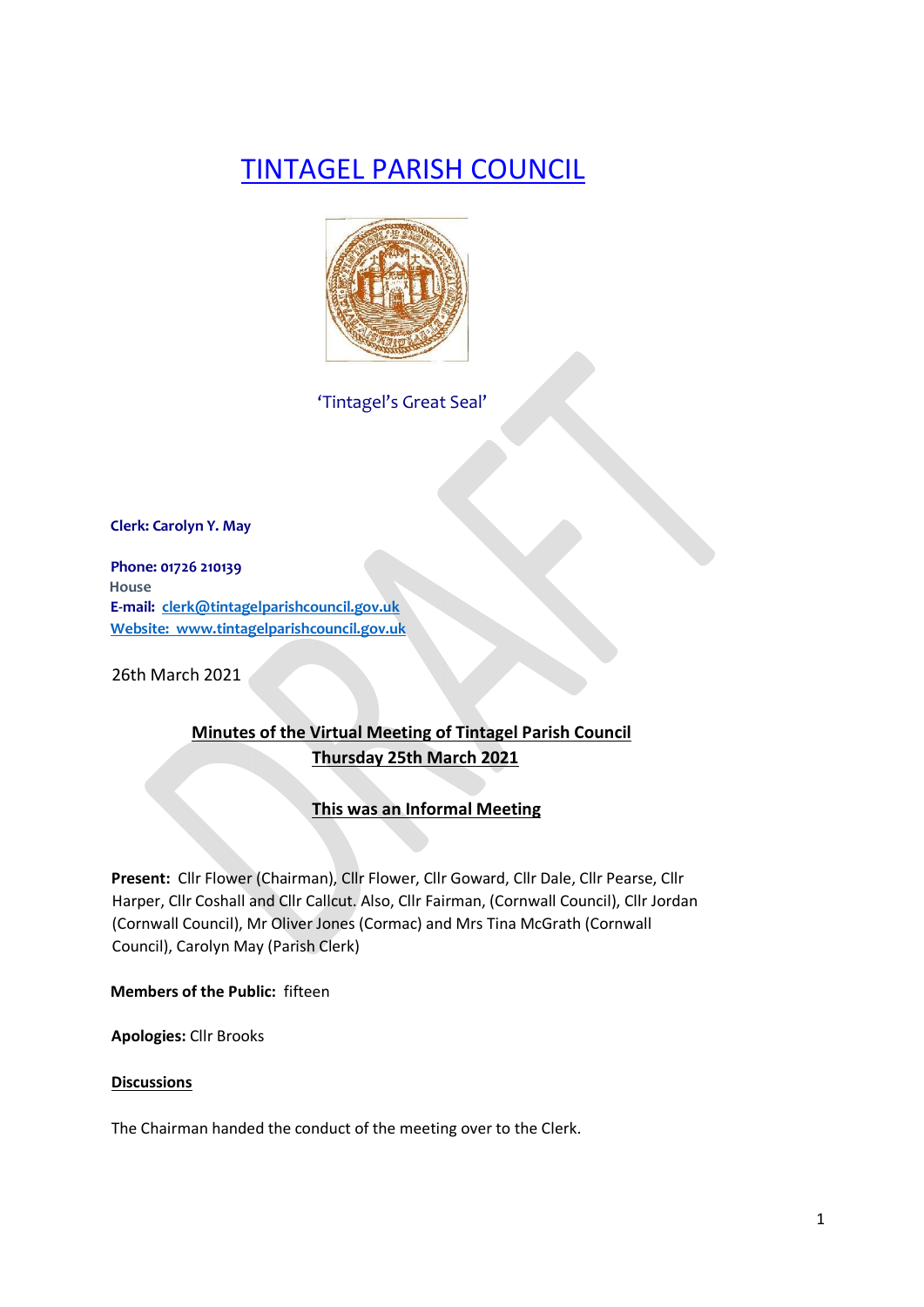# TINTAGEL PARISH COUNCIL

'Tintagel's Great Seal'

**Clerk: Carolyn Y. May**

**Phone: 01726 210139**
House
**E-mail:** clerk@tintagelparishcouncil.gov.uk
**Website:** www.tintagelparishcouncil.gov.uk

26th March 2021

**Minutes of the Virtual Meeting of Tintagel Parish Council**
**Thursday 25th March 2021**

**This was an Informal Meeting**

**Present:** Cllr Flower (Chairman), Cllr Flower, Cllr Goward, Cllr Dale, Cllr Pearse, Cllr Harper, Cllr Coshall and Cllr Callcut. Also, Cllr Fairman, (Cornwall Council), Cllr Jordan (Cornwall Council), Mr Oliver Jones (Cormac) and Mrs Tina McGrath (Cornwall Council), Carolyn May (Parish Clerk)

**Members of the Public:** fifteen

**Apologies:** Cllr Brooks

**Discussions**

The Chairman handed the conduct of the meeting over to the Clerk.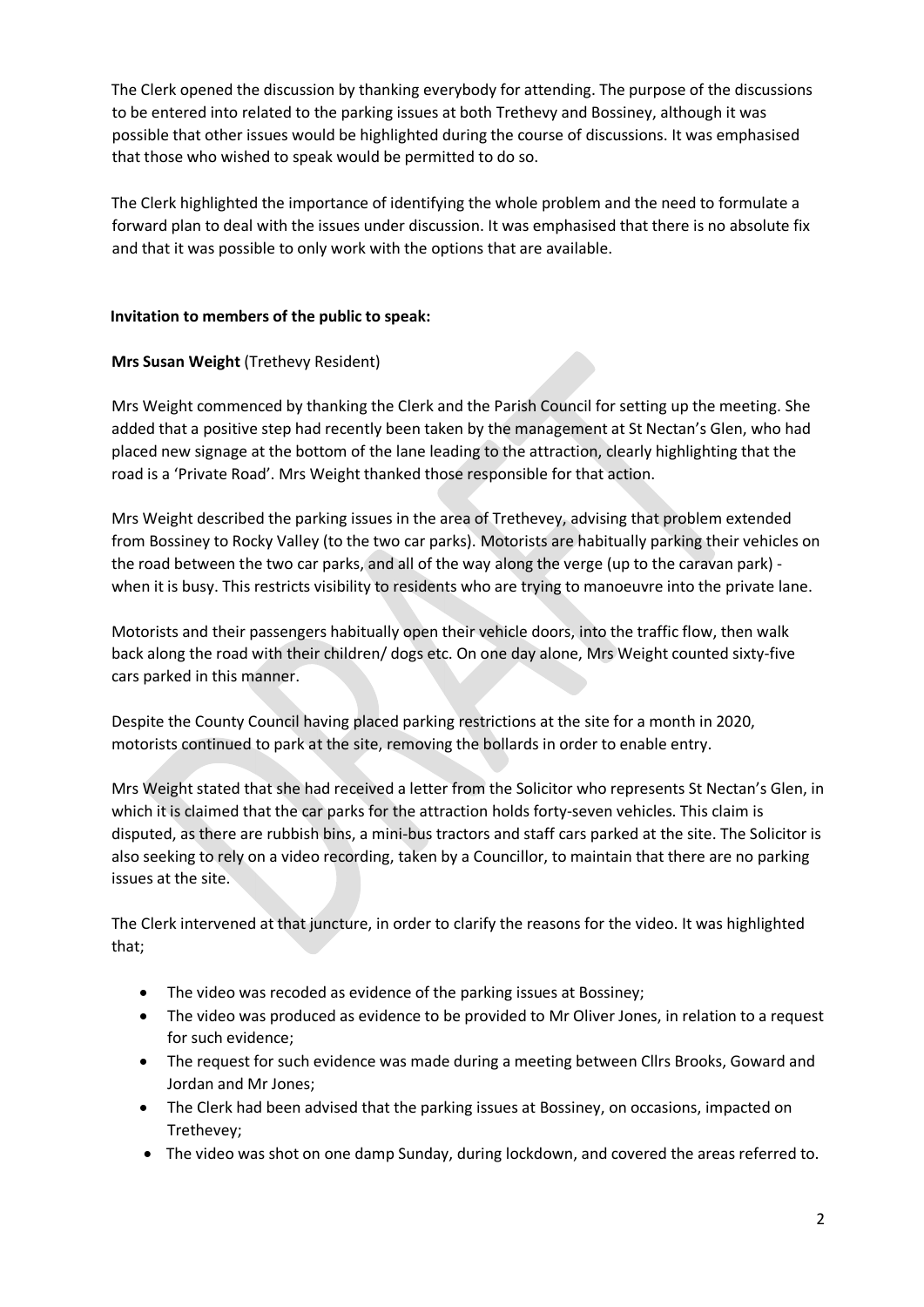The Clerk opened the discussion by thanking everybody for attending. The purpose of the discussions to be entered into related to the parking issues at both Trethevy and Bossiney, although it was possible that other issues would be highlighted during the course of discussions. It was emphasised that those who wished to speak would be permitted to do so.

The Clerk highlighted the importance of identifying the whole problem and the need to formulate a forward plan to deal with the issues under discussion. It was emphasised that there is no absolute fix and that it was possible to only work with the options that are available.

**Invitation to members of the public to speak:**

**Mrs Susan Weight** (Trethevy Resident)

Mrs Weight commenced by thanking the Clerk and the Parish Council for setting up the meeting. She added that a positive step had recently been taken by the management at St Nectan's Glen, who had placed new signage at the bottom of the lane leading to the attraction, clearly highlighting that the road is a 'Private Road'. Mrs Weight thanked those responsible for that action.

Mrs Weight described the parking issues in the area of Trethevey, advising that problem extended from Bossiney to Rocky Valley (to the two car parks). Motorists are habitually parking their vehicles on the road between the two car parks, and all of the way along the verge (up to the caravan park) - when it is busy. This restricts visibility to residents who are trying to manoeuvre into the private lane.

Motorists and their passengers habitually open their vehicle doors, into the traffic flow, then walk back along the road with their children/ dogs etc. On one day alone, Mrs Weight counted sixty-five cars parked in this manner.

Despite the County Council having placed parking restrictions at the site for a month in 2020, motorists continued to park at the site, removing the bollards in order to enable entry.

Mrs Weight stated that she had received a letter from the Solicitor who represents St Nectan's Glen, in which it is claimed that the car parks for the attraction holds forty-seven vehicles. This claim is disputed, as there are rubbish bins, a mini-bus tractors and staff cars parked at the site. The Solicitor is also seeking to rely on a video recording, taken by a Councillor, to maintain that there are no parking issues at the site.

The Clerk intervened at that juncture, in order to clarify the reasons for the video. It was highlighted that;

- The video was recoded as evidence of the parking issues at Bossiney;
- The video was produced as evidence to be provided to Mr Oliver Jones, in relation to a request for such evidence;
- The request for such evidence was made during a meeting between Cllrs Brooks, Goward and Jordan and Mr Jones;
- The Clerk had been advised that the parking issues at Bossiney, on occasions, impacted on Trethevey;
- The video was shot on one damp Sunday, during lockdown, and covered the areas referred to.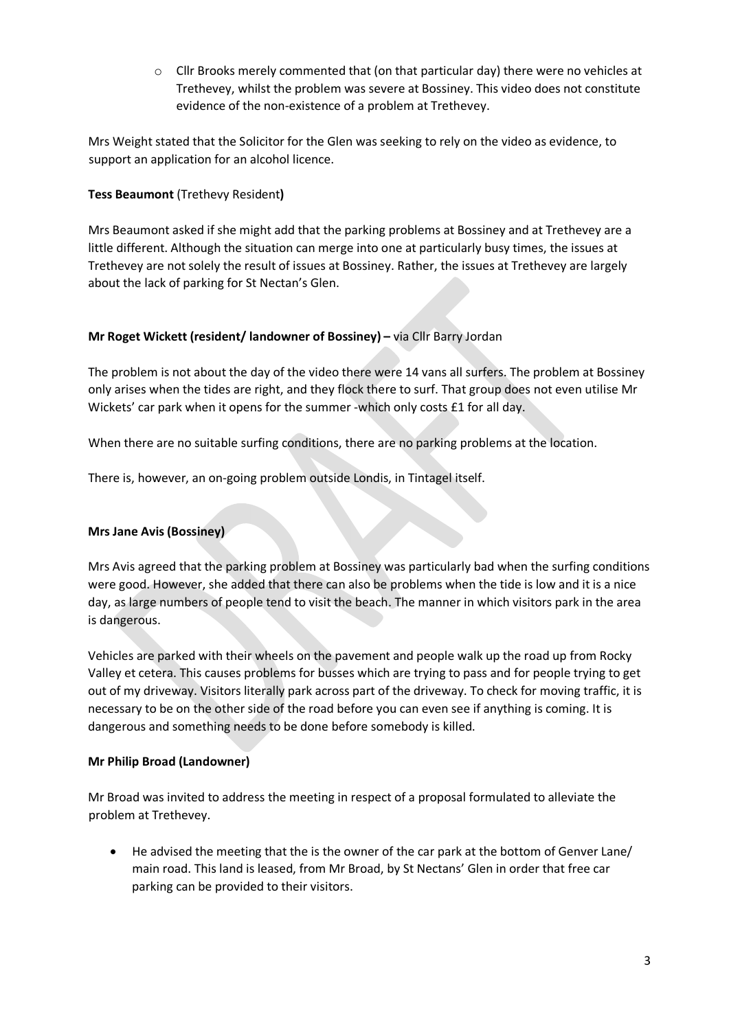- Cllr Brooks merely commented that (on that particular day) there were no vehicles at Trethevey, whilst the problem was severe at Bossiney. This video does not constitute evidence of the non-existence of a problem at Trethevey.

Mrs Weight stated that the Solicitor for the Glen was seeking to rely on the video as evidence, to support an application for an alcohol licence.

**Tess Beaumont** (Trethevy Resident**)**

Mrs Beaumont asked if she might add that the parking problems at Bossiney and at Trethevey are a little different. Although the situation can merge into one at particularly busy times, the issues at Trethevey are not solely the result of issues at Bossiney. Rather, the issues at Trethevey are largely about the lack of parking for St Nectan's Glen.

**Mr Roget Wickett (resident/ landowner of Bossiney) –** via Cllr Barry Jordan

The problem is not about the day of the video there were 14 vans all surfers. The problem at Bossiney only arises when the tides are right, and they flock there to surf. That group does not even utilise Mr Wickets' car park when it opens for the summer -which only costs £1 for all day.

When there are no suitable surfing conditions, there are no parking problems at the location.

There is, however, an on-going problem outside Londis, in Tintagel itself.

**Mrs Jane Avis (Bossiney)**

Mrs Avis agreed that the parking problem at Bossiney was particularly bad when the surfing conditions were good. However, she added that there can also be problems when the tide is low and it is a nice day, as large numbers of people tend to visit the beach. The manner in which visitors park in the area is dangerous.

Vehicles are parked with their wheels on the pavement and people walk up the road up from Rocky Valley et cetera. This causes problems for busses which are trying to pass and for people trying to get out of my driveway. Visitors literally park across part of the driveway. To check for moving traffic, it is necessary to be on the other side of the road before you can even see if anything is coming. It is dangerous and something needs to be done before somebody is killed.

**Mr Philip Broad (Landowner)**

Mr Broad was invited to address the meeting in respect of a proposal formulated to alleviate the problem at Trethevey.

- He advised the meeting that the is the owner of the car park at the bottom of Genver Lane/ main road. This land is leased, from Mr Broad, by St Nectans' Glen in order that free car parking can be provided to their visitors.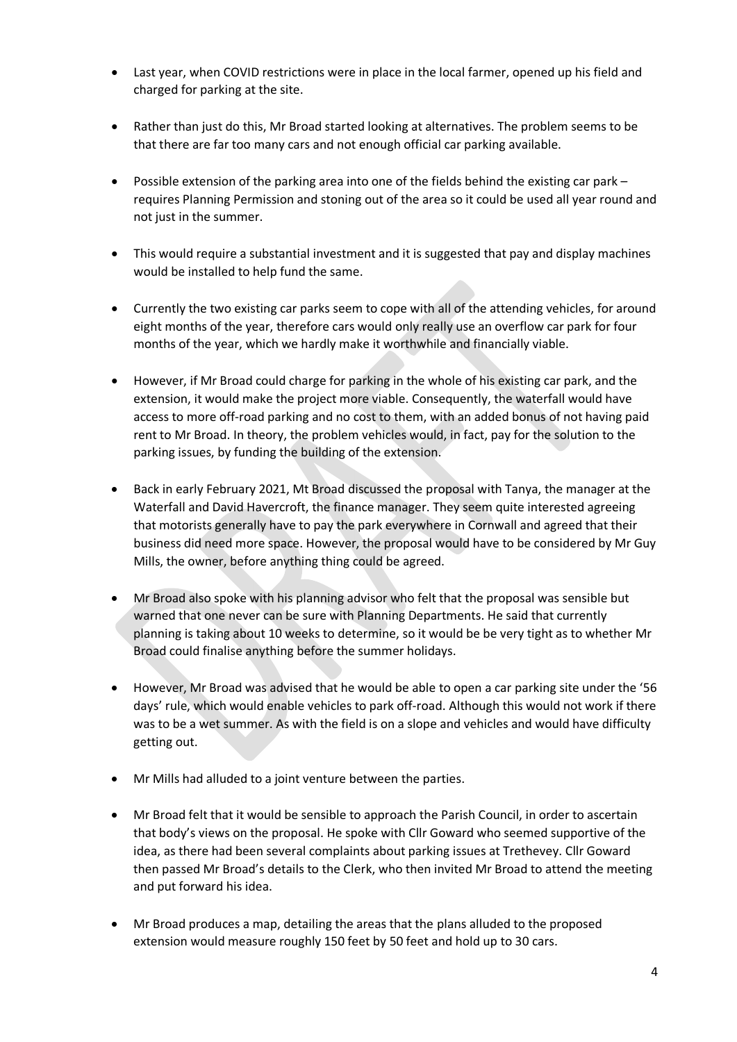- Last year, when COVID restrictions were in place in the local farmer, opened up his field and charged for parking at the site.

- Rather than just do this, Mr Broad started looking at alternatives. The problem seems to be that there are far too many cars and not enough official car parking available.

- Possible extension of the parking area into one of the fields behind the existing car park – requires Planning Permission and stoning out of the area so it could be used all year round and not just in the summer.

- This would require a substantial investment and it is suggested that pay and display machines would be installed to help fund the same.

- Currently the two existing car parks seem to cope with all of the attending vehicles, for around eight months of the year, therefore cars would only really use an overflow car park for four months of the year, which we hardly make it worthwhile and financially viable.

- However, if Mr Broad could charge for parking in the whole of his existing car park, and the extension, it would make the project more viable. Consequently, the waterfall would have access to more off-road parking and no cost to them, with an added bonus of not having paid rent to Mr Broad. In theory, the problem vehicles would, in fact, pay for the solution to the parking issues, by funding the building of the extension.

- Back in early February 2021, Mt Broad discussed the proposal with Tanya, the manager at the Waterfall and David Havercroft, the finance manager. They seem quite interested agreeing that motorists generally have to pay the park everywhere in Cornwall and agreed that their business did need more space. However, the proposal would have to be considered by Mr Guy Mills, the owner, before anything thing could be agreed.

- Mr Broad also spoke with his planning advisor who felt that the proposal was sensible but warned that one never can be sure with Planning Departments. He said that currently planning is taking about 10 weeks to determine, so it would be be very tight as to whether Mr Broad could finalise anything before the summer holidays.

- However, Mr Broad was advised that he would be able to open a car parking site under the '56 days' rule, which would enable vehicles to park off-road. Although this would not work if there was to be a wet summer. As with the field is on a slope and vehicles and would have difficulty getting out.

- Mr Mills had alluded to a joint venture between the parties.

- Mr Broad felt that it would be sensible to approach the Parish Council, in order to ascertain that body's views on the proposal. He spoke with Cllr Goward who seemed supportive of the idea, as there had been several complaints about parking issues at Trethevey. Cllr Goward then passed Mr Broad's details to the Clerk, who then invited Mr Broad to attend the meeting and put forward his idea.

- Mr Broad produces a map, detailing the areas that the plans alluded to the proposed extension would measure roughly 150 feet by 50 feet and hold up to 30 cars.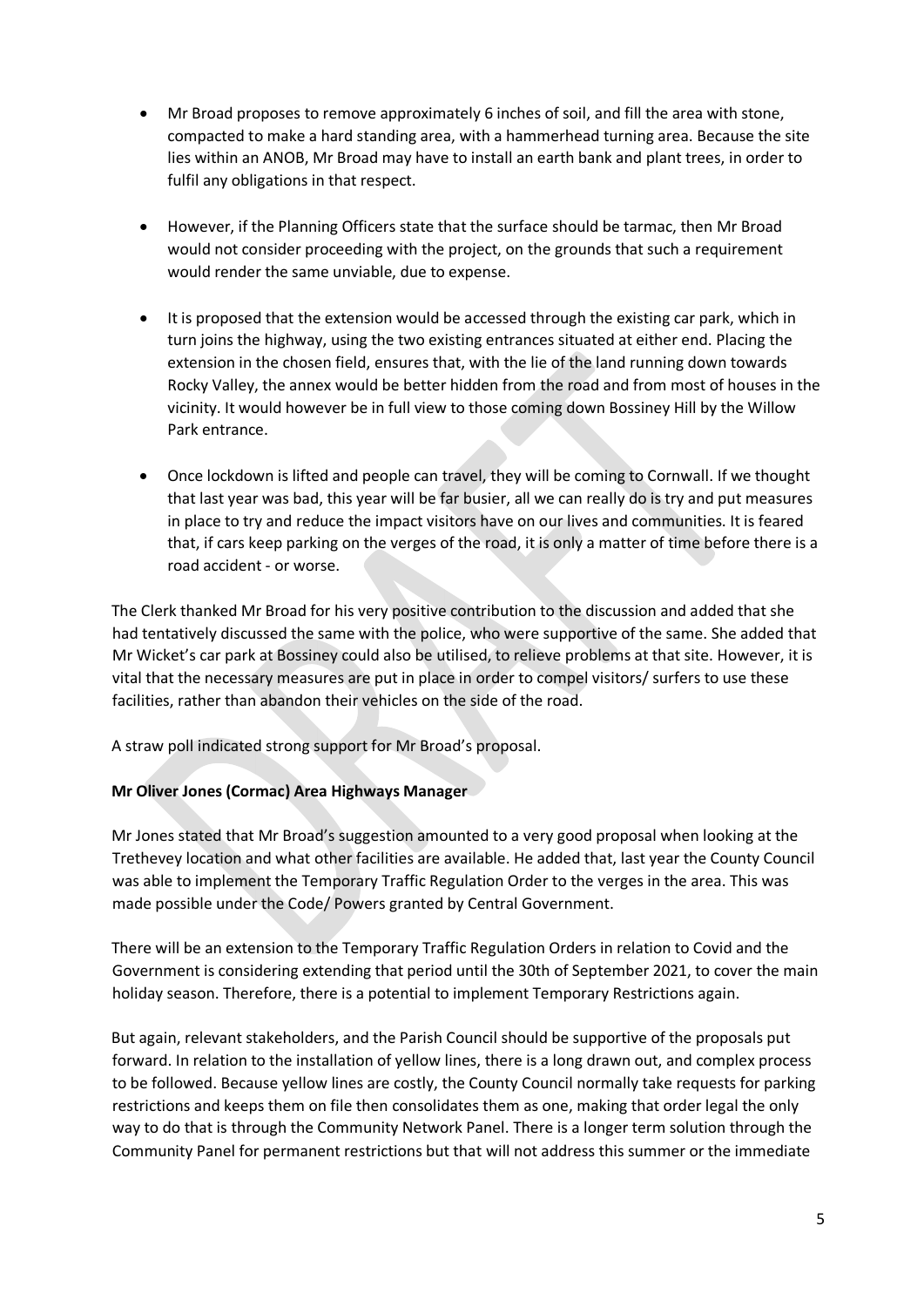- Mr Broad proposes to remove approximately 6 inches of soil, and fill the area with stone, compacted to make a hard standing area, with a hammerhead turning area. Because the site lies within an ANOB, Mr Broad may have to install an earth bank and plant trees, in order to fulfil any obligations in that respect.

- However, if the Planning Officers state that the surface should be tarmac, then Mr Broad would not consider proceeding with the project, on the grounds that such a requirement would render the same unviable, due to expense.

- It is proposed that the extension would be accessed through the existing car park, which in turn joins the highway, using the two existing entrances situated at either end. Placing the extension in the chosen field, ensures that, with the lie of the land running down towards Rocky Valley, the annex would be better hidden from the road and from most of houses in the vicinity. It would however be in full view to those coming down Bossiney Hill by the Willow Park entrance.

- Once lockdown is lifted and people can travel, they will be coming to Cornwall. If we thought that last year was bad, this year will be far busier, all we can really do is try and put measures in place to try and reduce the impact visitors have on our lives and communities. It is feared that, if cars keep parking on the verges of the road, it is only a matter of time before there is a road accident - or worse.

The Clerk thanked Mr Broad for his very positive contribution to the discussion and added that she had tentatively discussed the same with the police, who were supportive of the same. She added that Mr Wicket's car park at Bossiney could also be utilised, to relieve problems at that site. However, it is vital that the necessary measures are put in place in order to compel visitors/ surfers to use these facilities, rather than abandon their vehicles on the side of the road.

A straw poll indicated strong support for Mr Broad's proposal.

**Mr Oliver Jones (Cormac) Area Highways Manager**

Mr Jones stated that Mr Broad's suggestion amounted to a very good proposal when looking at the Trethevey location and what other facilities are available. He added that, last year the County Council was able to implement the Temporary Traffic Regulation Order to the verges in the area. This was made possible under the Code/ Powers granted by Central Government.

There will be an extension to the Temporary Traffic Regulation Orders in relation to Covid and the Government is considering extending that period until the 30th of September 2021, to cover the main holiday season. Therefore, there is a potential to implement Temporary Restrictions again.

But again, relevant stakeholders, and the Parish Council should be supportive of the proposals put forward. In relation to the installation of yellow lines, there is a long drawn out, and complex process to be followed. Because yellow lines are costly, the County Council normally take requests for parking restrictions and keeps them on file then consolidates them as one, making that order legal the only way to do that is through the Community Network Panel. There is a longer term solution through the Community Panel for permanent restrictions but that will not address this summer or the immediate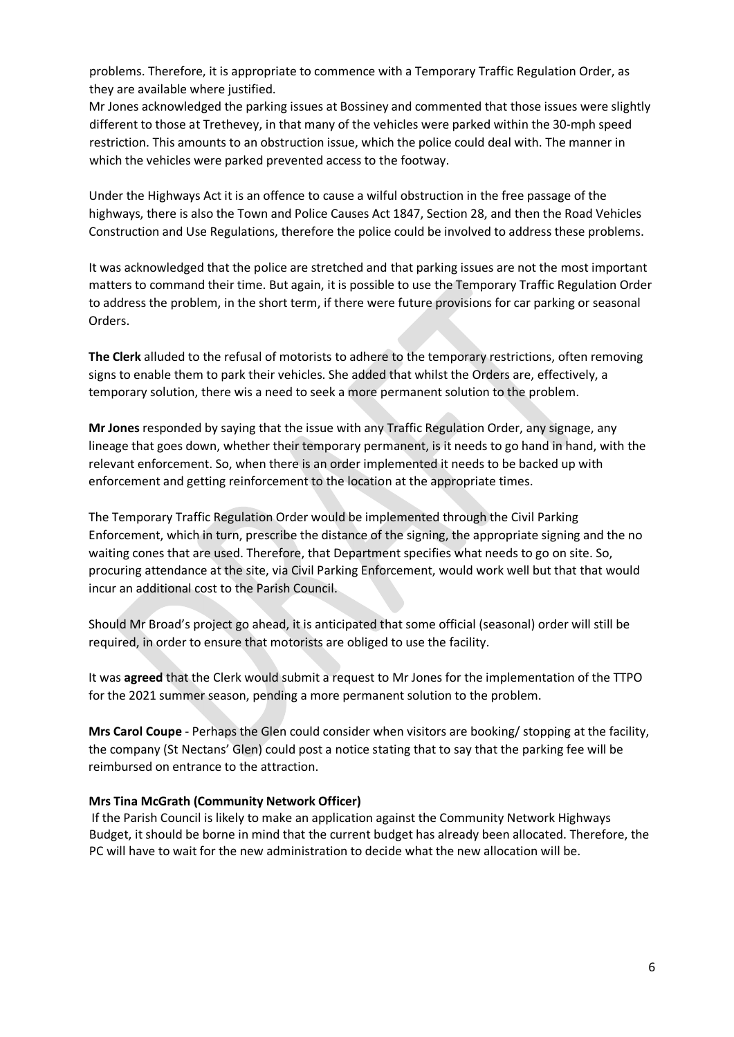problems. Therefore, it is appropriate to commence with a Temporary Traffic Regulation Order, as they are available where justified.
Mr Jones acknowledged the parking issues at Bossiney and commented that those issues were slightly different to those at Trethevey, in that many of the vehicles were parked within the 30-mph speed restriction. This amounts to an obstruction issue, which the police could deal with. The manner in which the vehicles were parked prevented access to the footway.

Under the Highways Act it is an offence to cause a wilful obstruction in the free passage of the highways, there is also the Town and Police Causes Act 1847, Section 28, and then the Road Vehicles Construction and Use Regulations, therefore the police could be involved to address these problems.

It was acknowledged that the police are stretched and that parking issues are not the most important matters to command their time. But again, it is possible to use the Temporary Traffic Regulation Order to address the problem, in the short term, if there were future provisions for car parking or seasonal Orders.

**The Clerk** alluded to the refusal of motorists to adhere to the temporary restrictions, often removing signs to enable them to park their vehicles. She added that whilst the Orders are, effectively, a temporary solution, there wis a need to seek a more permanent solution to the problem.

**Mr Jones** responded by saying that the issue with any Traffic Regulation Order, any signage, any lineage that goes down, whether their temporary permanent, is it needs to go hand in hand, with the relevant enforcement. So, when there is an order implemented it needs to be backed up with enforcement and getting reinforcement to the location at the appropriate times.

The Temporary Traffic Regulation Order would be implemented through the Civil Parking Enforcement, which in turn, prescribe the distance of the signing, the appropriate signing and the no waiting cones that are used. Therefore, that Department specifies what needs to go on site. So, procuring attendance at the site, via Civil Parking Enforcement, would work well but that that would incur an additional cost to the Parish Council.

Should Mr Broad's project go ahead, it is anticipated that some official (seasonal) order will still be required, in order to ensure that motorists are obliged to use the facility.

It was **agreed** that the Clerk would submit a request to Mr Jones for the implementation of the TTPO for the 2021 summer season, pending a more permanent solution to the problem.

**Mrs Carol Coupe** - Perhaps the Glen could consider when visitors are booking/ stopping at the facility, the company (St Nectans' Glen) could post a notice stating that to say that the parking fee will be reimbursed on entrance to the attraction.

**Mrs Tina McGrath (Community Network Officer)**

If the Parish Council is likely to make an application against the Community Network Highways Budget, it should be borne in mind that the current budget has already been allocated. Therefore, the PC will have to wait for the new administration to decide what the new allocation will be.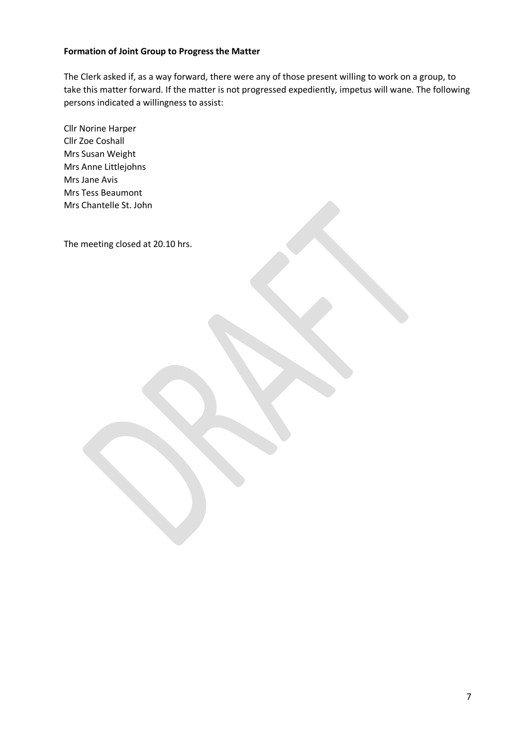**Formation of Joint Group to Progress the Matter**

The Clerk asked if, as a way forward, there were any of those present willing to work on a group, to take this matter forward. If the matter is not progressed expediently, impetus will wane. The following persons indicated a willingness to assist:

Cllr Norine Harper
Cllr Zoe Coshall
Mrs Susan Weight
Mrs Anne Littlejohns
Mrs Jane Avis
Mrs Tess Beaumont
Mrs Chantelle St. John

The meeting closed at 20.10 hrs.